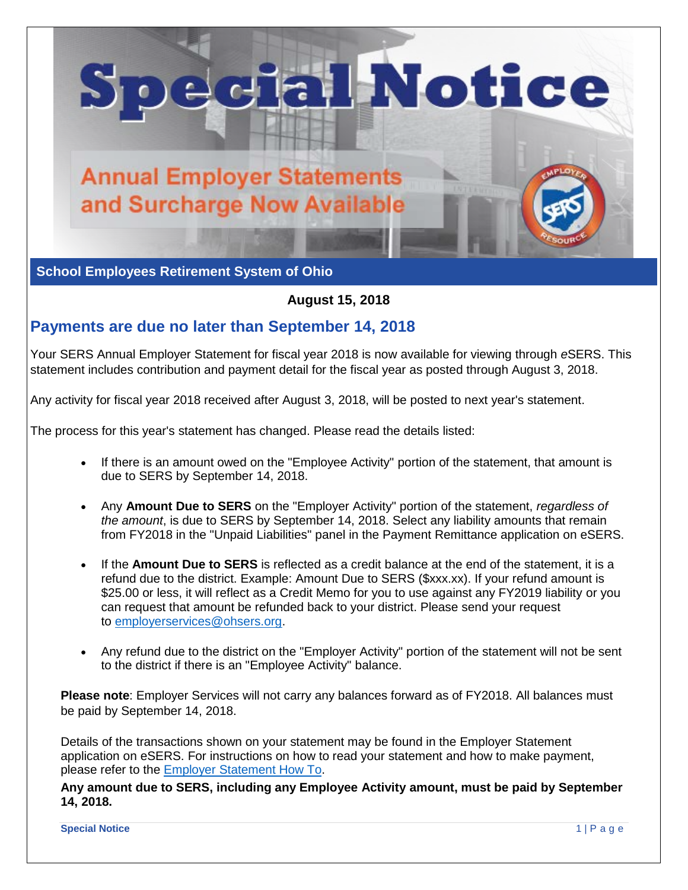# Special Notice

## Annual Employer Statements and Surcharge Now Available

**School Employees Retirement System of Ohio**

**August 15, 2018**

## Payments are due no later than September 14, 2018

Your SERS Annual Employer Statement for fiscal year 2018 is now available for viewing through *e*SERS. This statement includes contribution and payment detail for the fiscal year as posted through August 3, 2018.

Any activity for fiscal year 2018 received after August 3, 2018, will be posted to next year's statement.

The process for this year's statement has changed. Please read the details listed:

- If there is an amount owed on the "Employee Activity" portion of the statement, that amount is due to SERS by September 14, 2018.
- Any **Amount Due to SERS** on the "Employer Activity" portion of the statement, *regardless of the amount*, is due to SERS by September 14, 2018. Select any liability amounts that remain from FY2018 in the "Unpaid Liabilities" panel in the Payment Remittance application on eSERS.
- If the **Amount Due to SERS** is reflected as a credit balance at the end of the statement, it is a refund due to the district. Example: Amount Due to SERS ($xxx.xx). If your refund amount is $25.00 or less, it will reflect as a Credit Memo for you to use against any FY2019 liability or you can request that amount be refunded back to your district. Please send your request to employerservices@ohsers.org.
- Any refund due to the district on the "Employer Activity" portion of the statement will not be sent to the district if there is an "Employee Activity" balance.

**Please note**: Employer Services will not carry any balances forward as of FY2018. All balances must be paid by September 14, 2018.

Details of the transactions shown on your statement may be found in the Employer Statement application on eSERS. For instructions on how to read your statement and how to make payment, please refer to the Employer Statement How To.

**Any amount due to SERS, including any Employee Activity amount, must be paid by September 14, 2018.**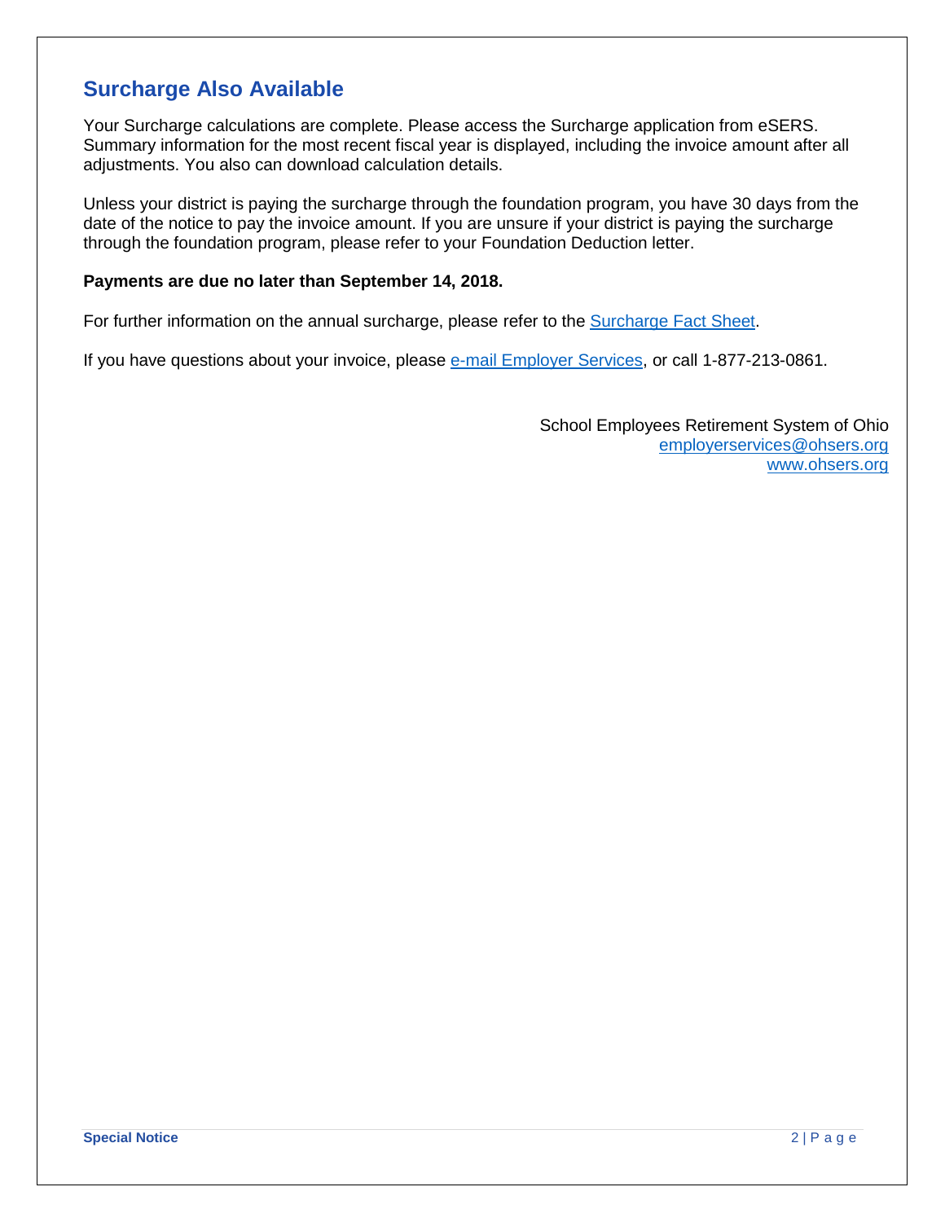## Surcharge Also Available

Your Surcharge calculations are complete. Please access the Surcharge application from eSERS. Summary information for the most recent fiscal year is displayed, including the invoice amount after all adjustments. You also can download calculation details.

Unless your district is paying the surcharge through the foundation program, you have 30 days from the date of the notice to pay the invoice amount. If you are unsure if your district is paying the surcharge through the foundation program, please refer to your Foundation Deduction letter.

**Payments are due no later than September 14, 2018.**

For further information on the annual surcharge, please refer to the Surcharge Fact Sheet.

If you have questions about your invoice, please e-mail Employer Services, or call 1-877-213-0861.

School Employees Retirement System of Ohio
employerservices@ohsers.org
www.ohsers.org